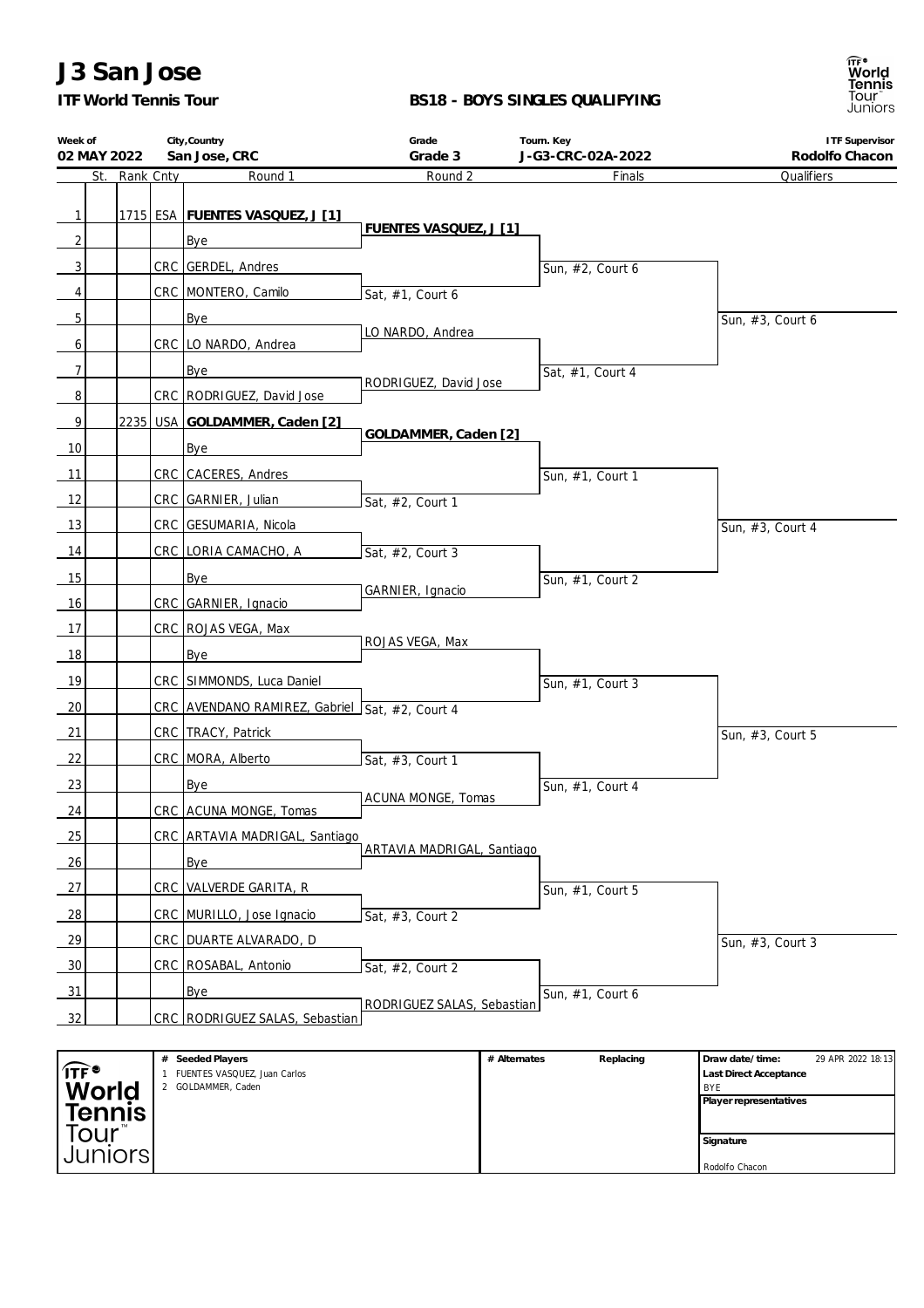# J3 San Jose

**ITF World Tennis Tour**

**BS18 - BOYS SINGLES QUALIFYING**

| Week of | City,Country | Grade | Tourn. Key | ITF Supervisor |
|---|---|---|---|---|
| 02 MAY 2022 | San Jose, CRC | Grade 3 | J-G3-CRC-02A-2022 | Rodolfo Chacon |

| # | St. | Rank | Cnty | Round 1 | Round 2 | Finals | Qualifiers |
|---|---|---|---|---|---|---|---|
| 1 | | 1715 | ESA | **FUENTES VASQUEZ, J [1]** | **FUENTES VASQUEZ, J [1]** | | |
| 2 | | | | Bye | | | |
| 3 | | | CRC | GERDEL, Andres | | Sun, #2, Court 6 | |
| 4 | | | CRC | MONTERO, Camilo | Sat, #1, Court 6 | | |
| 5 | | | | Bye | | | Sun, #3, Court 6 |
| 6 | | | CRC | LO NARDO, Andrea | LO NARDO, Andrea | | |
| 7 | | | | Bye | | Sat, #1, Court 4 | |
| 8 | | | CRC | RODRIGUEZ, David Jose | RODRIGUEZ, David Jose | | |
| 9 | | 2235 | USA | **GOLDAMMER, Caden [2]** | **GOLDAMMER, Caden [2]** | | |
| 10 | | | | Bye | | | |
| 11 | | | CRC | CACERES, Andres | | Sun, #1, Court 1 | |
| 12 | | | CRC | GARNIER, Julian | Sat, #2, Court 1 | | |
| 13 | | | CRC | GESUMARIA, Nicola | | | Sun, #3, Court 4 |
| 14 | | | CRC | LORIA CAMACHO, A | Sat, #2, Court 3 | | |
| 15 | | | | Bye | | Sun, #1, Court 2 | |
| 16 | | | CRC | GARNIER, Ignacio | GARNIER, Ignacio | | |
| 17 | | | CRC | ROJAS VEGA, Max | ROJAS VEGA, Max | | |
| 18 | | | | Bye | | | |
| 19 | | | CRC | SIMMONDS, Luca Daniel | | Sun, #1, Court 3 | |
| 20 | | | CRC | AVENDANO RAMIREZ, Gabriel | Sat, #2, Court 4 | | |
| 21 | | | CRC | TRACY, Patrick | | | Sun, #3, Court 5 |
| 22 | | | CRC | MORA, Alberto | Sat, #3, Court 1 | | |
| 23 | | | | Bye | | Sun, #1, Court 4 | |
| 24 | | | CRC | ACUNA MONGE, Tomas | ACUNA MONGE, Tomas | | |
| 25 | | | CRC | ARTAVIA MADRIGAL, Santiago | ARTAVIA MADRIGAL, Santiago | | |
| 26 | | | | Bye | | | |
| 27 | | | CRC | VALVERDE GARITA, R | | Sun, #1, Court 5 | |
| 28 | | | CRC | MURILLO, Jose Ignacio | Sat, #3, Court 2 | | |
| 29 | | | CRC | DUARTE ALVARADO, D | | | Sun, #3, Court 3 |
| 30 | | | CRC | ROSABAL, Antonio | Sat, #2, Court 2 | | |
| 31 | | | | Bye | | Sun, #1, Court 6 | |
| 32 | | | CRC | RODRIGUEZ SALAS, Sebastian | RODRIGUEZ SALAS, Sebastian | | |

| # | Seeded Players | # Alternates | Replacing | Draw date/time: 29 APR 2022 18:13 |
|---|---|---|---|---|
| 1 | FUENTES VASQUEZ, Juan Carlos | | | Last Direct Acceptance: BYE |
| 2 | GOLDAMMER, Caden | | | Player representatives |
| | | | | Signature: Rodolfo Chacon |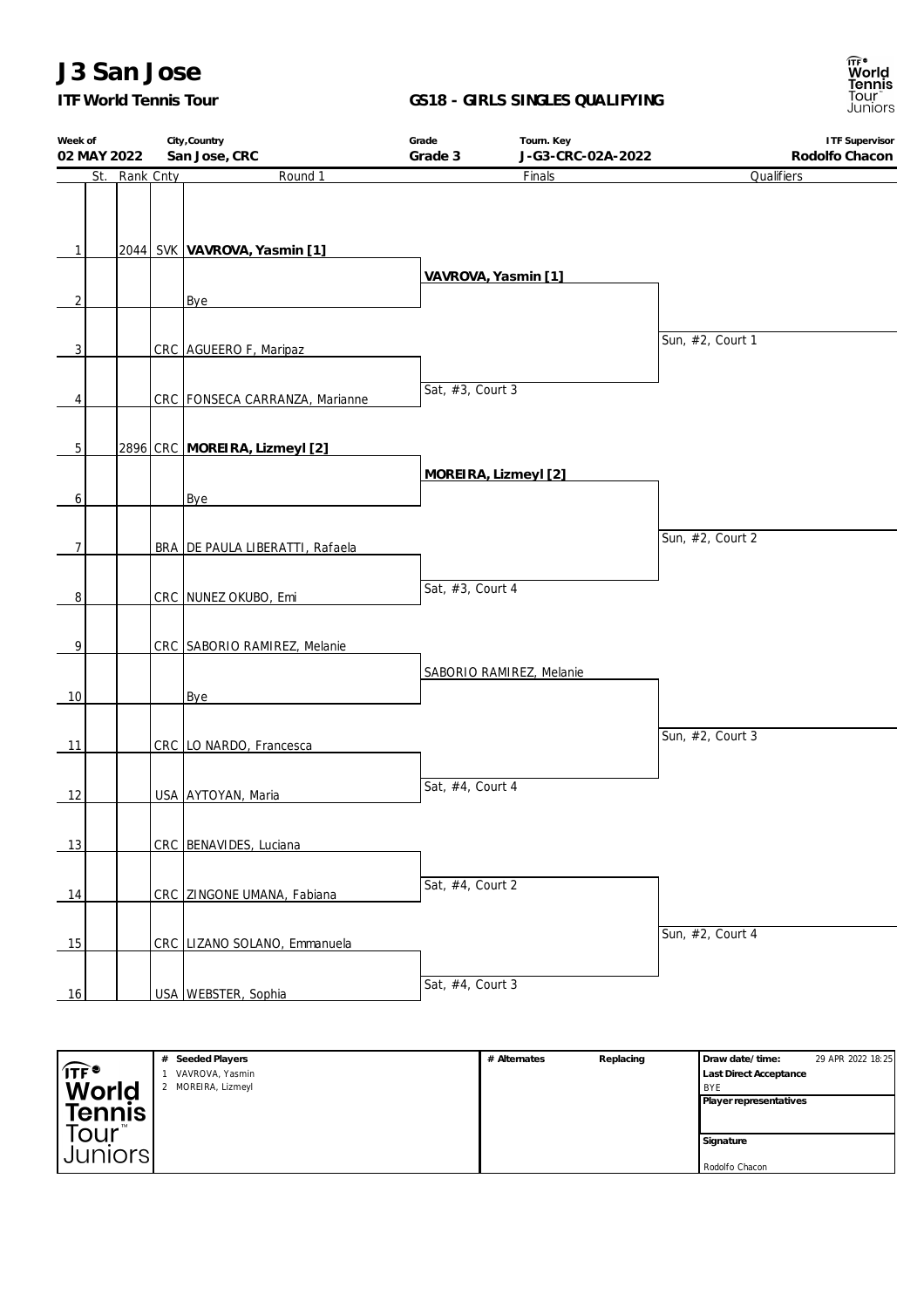# J3 San Jose

**ITF World Tennis Tour**

**GS18 - GIRLS SINGLES QUALIFYING**

| Week of | City,Country | Grade | Tourn. Key | ITF Supervisor |
|---|---|---|---|---|
| 02 MAY 2022 | San Jose, CRC | Grade 3 | J-G3-CRC-02A-2022 | Rodolfo Chacon |

| | St. | Rank | Cnty | Round 1 | Finals | Qualifiers |
|---|---|---|---|---|---|---|
| 1 | | 2044 | SVK | **VAVROVA, Yasmin [1]** | | |
| | | | | | **VAVROVA, Yasmin [1]** | |
| 2 | | | | Bye | | |
| | | | | | | Sun, #2, Court 1 |
| 3 | | | CRC | AGUEERO F, Maripaz | | |
| | | | | | Sat, #3, Court 3 | |
| 4 | | | CRC | FONSECA CARRANZA, Marianne | | |
| 5 | | 2896 | CRC | **MOREIRA, Lizmeyl [2]** | | |
| | | | | | **MOREIRA, Lizmeyl [2]** | |
| 6 | | | | Bye | | |
| | | | | | | Sun, #2, Court 2 |
| 7 | | | BRA | DE PAULA LIBERATTI, Rafaela | | |
| | | | | | Sat, #3, Court 4 | |
| 8 | | | CRC | NUNEZ OKUBO, Emi | | |
| 9 | | | CRC | SABORIO RAMIREZ, Melanie | | |
| | | | | | SABORIO RAMIREZ, Melanie | |
| 10 | | | | Bye | | |
| | | | | | | Sun, #2, Court 3 |
| 11 | | | CRC | LO NARDO, Francesca | | |
| | | | | | Sat, #4, Court 4 | |
| 12 | | | USA | AYTOYAN, Maria | | |
| 13 | | | CRC | BENAVIDES, Luciana | | |
| | | | | | Sat, #4, Court 2 | |
| 14 | | | CRC | ZINGONE UMANA, Fabiana | | |
| | | | | | | Sun, #2, Court 4 |
| 15 | | | CRC | LIZANO SOLANO, Emmanuela | | |
| | | | | | Sat, #4, Court 3 | |
| 16 | | | USA | WEBSTER, Sophia | | |

| # | Seeded Players | # Alternates | Replacing | |
|---|---|---|---|---|
| 1 | VAVROVA, Yasmin | | | Draw date/time: 29 APR 2022 18:25 |
| 2 | MOREIRA, Lizmeyl | | | Last Direct Acceptance: BYE |
| | | | | Player representatives |
| | | | | Signature: Rodolfo Chacon |